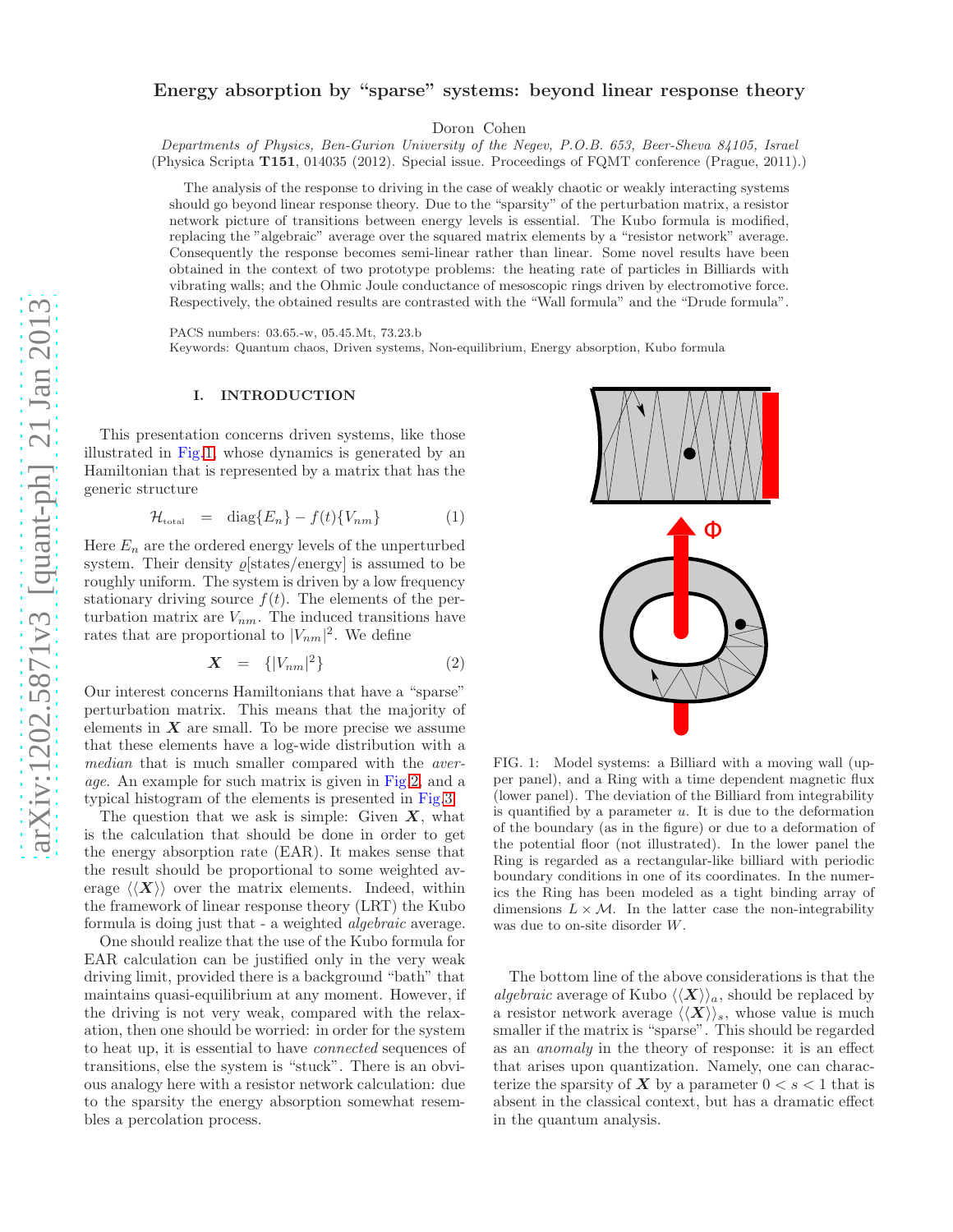# Energy absorption by "sparse" systems: beyond linear response theory

Doron Cohen

*Departments of Physics, Ben-Gurion University of the Negev, P.O.B. 653, Beer-Sheva 84105, Israel*
(Physica Scripta **T151**, 014035 (2012). Special issue. Proceedings of FQMT conference (Prague, 2011).)

The analysis of the response to driving in the case of weakly chaotic or weakly interacting systems should go beyond linear response theory. Due to the "sparsity" of the perturbation matrix, a resistor network picture of transitions between energy levels is essential. The Kubo formula is modified, replacing the "algebraic" average over the squared matrix elements by a "resistor network" average. Consequently the response becomes semi-linear rather than linear. Some novel results have been obtained in the context of two prototype problems: the heating rate of particles in Billiards with vibrating walls; and the Ohmic Joule conductance of mesoscopic rings driven by electromotive force. Respectively, the obtained results are contrasted with the "Wall formula" and the "Drude formula".

PACS numbers: 03.65.-w, 05.45.Mt, 73.23.b
Keywords: Quantum chaos, Driven systems, Non-equilibrium, Energy absorption, Kubo formula

## I. INTRODUCTION

This presentation concerns driven systems, like those illustrated in Fig.1, whose dynamics is generated by an Hamiltonian that is represented by a matrix that has the generic structure

$$\mathcal{H}_{\text{total}} \;=\; \text{diag}\{E_n\} - f(t)\{V_{nm}\} \tag{1}$$

Here $E_n$ are the ordered energy levels of the unperturbed system. Their density $\varrho$[states/energy] is assumed to be roughly uniform. The system is driven by a low frequency stationary driving source $f(t)$. The elements of the perturbation matrix are $V_{nm}$. The induced transitions have rates that are proportional to $|V_{nm}|^2$. We define

$$\boldsymbol{X} \;=\; \{|V_{nm}|^2\} \tag{2}$$

Our interest concerns Hamiltonians that have a "sparse" perturbation matrix. This means that the majority of elements in $\boldsymbol{X}$ are small. To be more precise we assume that these elements have a log-wide distribution with a *median* that is much smaller compared with the *average*. An example for such matrix is given in Fig.2, and a typical histogram of the elements is presented in Fig.3.

The question that we ask is simple: Given $\boldsymbol{X}$, what is the calculation that should be done in order to get the energy absorption rate (EAR). It makes sense that the result should be proportional to some weighted average $\langle\langle \boldsymbol{X} \rangle\rangle$ over the matrix elements. Indeed, within the framework of linear response theory (LRT) the Kubo formula is doing just that - a weighted *algebraic* average.

One should realize that the use of the Kubo formula for EAR calculation can be justified only in the very weak driving limit, provided there is a background "bath" that maintains quasi-equilibrium at any moment. However, if the driving is not very weak, compared with the relaxation, then one should be worried: in order for the system to heat up, it is essential to have *connected* sequences of transitions, else the system is "stuck". There is an obvious analogy here with a resistor network calculation: due to the sparsity the energy absorption somewhat resembles a percolation process.

FIG. 1: Model systems: a Billiard with a moving wall (upper panel), and a Ring with a time dependent magnetic flux (lower panel). The deviation of the Billiard from integrability is quantified by a parameter $u$. It is due to the deformation of the boundary (as in the figure) or due to a deformation of the potential floor (not illustrated). In the lower panel the Ring is regarded as a rectangular-like billiard with periodic boundary conditions in one of its coordinates. In the numerics the Ring has been modeled as a tight binding array of dimensions $L \times \mathcal{M}$. In the latter case the non-integrability was due to on-site disorder $W$.

The bottom line of the above considerations is that the *algebraic* average of Kubo $\langle\langle \boldsymbol{X} \rangle\rangle_a$, should be replaced by a resistor network average $\langle\langle \boldsymbol{X} \rangle\rangle_s$, whose value is much smaller if the matrix is "sparse". This should be regarded as an *anomaly* in the theory of response: it is an effect that arises upon quantization. Namely, one can characterize the sparsity of $\boldsymbol{X}$ by a parameter $0 < s < 1$ that is absent in the classical context, but has a dramatic effect in the quantum analysis.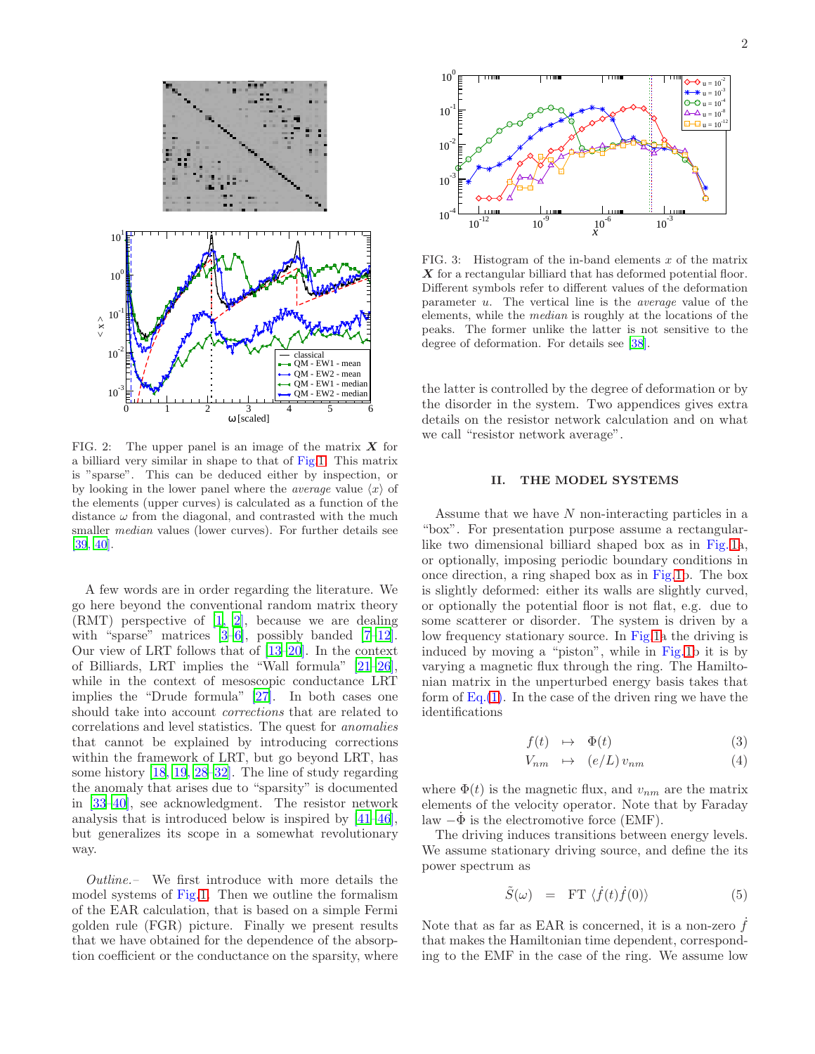FIG. 2: The upper panel is an image of the matrix $\boldsymbol{X}$ for a billiard very similar in shape to that of Fig.1. This matrix is "sparse". This can be deduced either by inspection, or by looking in the lower panel where the *average* value $\langle x \rangle$ of the elements (upper curves) is calculated as a function of the distance $\omega$ from the diagonal, and contrasted with the much smaller *median* values (lower curves). For further details see [39, 40].

A few words are in order regarding the literature. We go here beyond the conventional random matrix theory (RMT) perspective of [1, 2], because we are dealing with "sparse" matrices [3–6], possibly banded [7–12]. Our view of LRT follows that of [13–20]. In the context of Billiards, LRT implies the "Wall formula" [21–26], while in the context of mesoscopic conductance LRT implies the "Drude formula" [27]. In both cases one should take into account *corrections* that are related to correlations and level statistics. The quest for *anomalies* that cannot be explained by introducing corrections within the framework of LRT, but go beyond LRT, has some history [18, 19, 28–32]. The line of study regarding the anomaly that arises due to "sparsity" is documented in [33–40], see acknowledgment. The resistor network analysis that is introduced below is inspired by [41–46], but generalizes its scope in a somewhat revolutionary way.

*Outline.–* We first introduce with more details the model systems of Fig.1. Then we outline the formalism of the EAR calculation, that is based on a simple Fermi golden rule (FGR) picture. Finally we present results that we have obtained for the dependence of the absorption coefficient or the conductance on the sparsity, where the latter is controlled by the degree of deformation or by the disorder in the system. Two appendices gives extra details on the resistor network calculation and on what we call "resistor network average".

FIG. 3: Histogram of the in-band elements $x$ of the matrix $\boldsymbol{X}$ for a rectangular billiard that has deformed potential floor. Different symbols refer to different values of the deformation parameter $u$. The vertical line is the *average* value of the elements, while the *median* is roughly at the locations of the peaks. The former unlike the latter is not sensitive to the degree of deformation. For details see [38].

## II. THE MODEL SYSTEMS

Assume that we have $N$ non-interacting particles in a "box". For presentation purpose assume a rectangular-like two dimensional billiard shaped box as in Fig.1a, or optionally, imposing periodic boundary conditions in once direction, a ring shaped box as in Fig.1b. The box is slightly deformed: either its walls are slightly curved, or optionally the potential floor is not flat, e.g. due to some scatterer or disorder. The system is driven by a low frequency stationary source. In Fig.1a the driving is induced by moving a "piston", while in Fig.1b it is by varying a magnetic flux through the ring. The Hamiltonian matrix in the unperturbed energy basis takes that form of Eq.(1). In the case of the driven ring we have the identifications

$$f(t) \quad \mapsto \quad \Phi(t) \tag{3}$$

$$V_{nm} \quad \mapsto \quad (e/L)\, v_{nm} \tag{4}$$

where $\Phi(t)$ is the magnetic flux, and $v_{nm}$ are the matrix elements of the velocity operator. Note that by Faraday law $-\dot{\Phi}$ is the electromotive force (EMF).

The driving induces transitions between energy levels. We assume stationary driving source, and define the its power spectrum as

$$\tilde{S}(\omega) \quad = \quad \text{FT}\ \langle \dot{f}(t)\dot{f}(0) \rangle \tag{5}$$

Note that as far as EAR is concerned, it is a non-zero $\dot{f}$ that makes the Hamiltonian time dependent, corresponding to the EMF in the case of the ring. We assume low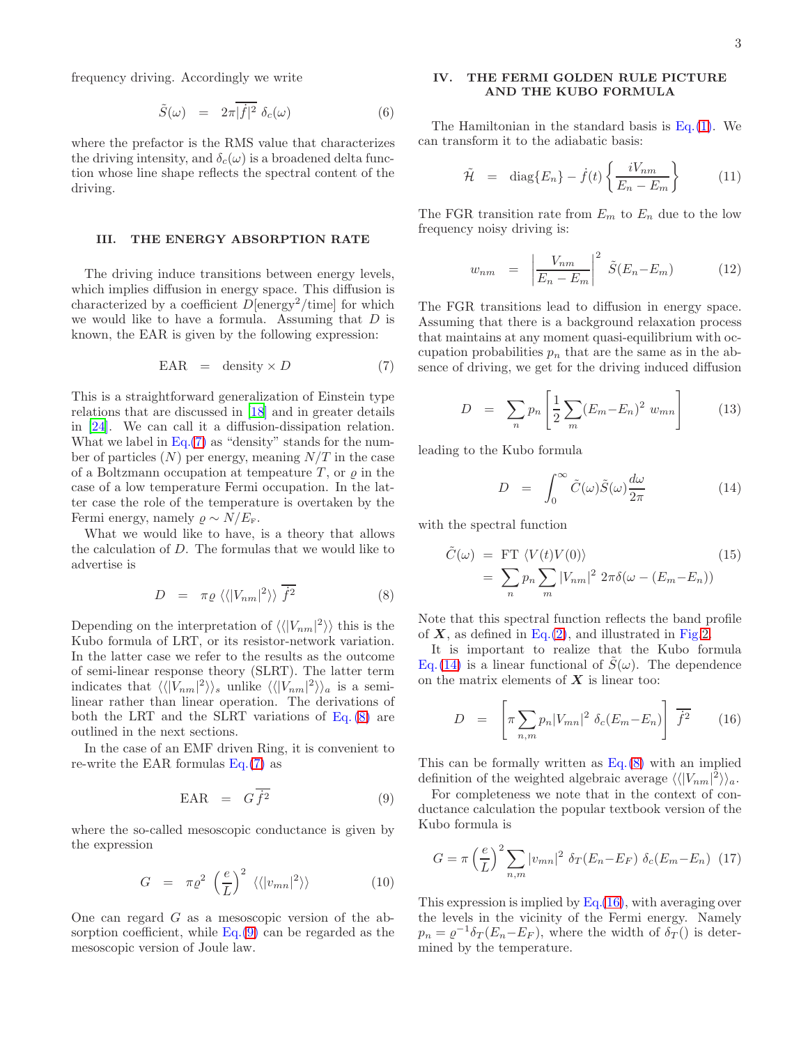frequency driving. Accordingly we write

$$\tilde{S}(\omega) \;\; = \;\; 2\pi\overline{|\dot{f}|^2}\;\delta_c(\omega) \tag{6}$$

where the prefactor is the RMS value that characterizes the driving intensity, and $\delta_c(\omega)$ is a broadened delta function whose line shape reflects the spectral content of the driving.

## III. THE ENERGY ABSORPTION RATE

The driving induce transitions between energy levels, which implies diffusion in energy space. This diffusion is characterized by a coefficient $D$[energy$^2$/time] for which we would like to have a formula. Assuming that $D$ is known, the EAR is given by the following expression:

$$\text{EAR} \;\; = \;\; \text{density} \times D \tag{7}$$

This is a straightforward generalization of Einstein type relations that are discussed in [18] and in greater details in [24]. We can call it a diffusion-dissipation relation. What we label in Eq.(7) as "density" stands for the number of particles ($N$) per energy, meaning $N/T$ in the case of a Boltzmann occupation at tempeature $T$, or $\varrho$ in the case of a low temperature Fermi occupation. In the latter case the role of the temperature is overtaken by the Fermi energy, namely $\varrho \sim N/E_{\text{F}}$.

What we would like to have, is a theory that allows the calculation of $D$. The formulas that we would like to advertise is

$$D \;\; = \;\; \pi\varrho\; \langle\langle |V_{nm}|^2 \rangle\rangle\; \overline{\dot{f}^2} \tag{8}$$

Depending on the interpretation of $\langle\langle |V_{nm}|^2 \rangle\rangle$ this is the Kubo formula of LRT, or its resistor-network variation. In the latter case we refer to the results as the outcome of semi-linear response theory (SLRT). The latter term indicates that $\langle\langle |V_{nm}|^2 \rangle\rangle_s$ unlike $\langle\langle |V_{nm}|^2 \rangle\rangle_a$ is a semi-linear rather than linear operation. The derivations of both the LRT and the SLRT variations of Eq.(8) are outlined in the next sections.

In the case of an EMF driven Ring, it is convenient to re-write the EAR formulas Eq.(7) as

$$\text{EAR} \;\; = \;\; G\,\overline{\dot{f}^2} \tag{9}$$

where the so-called mesoscopic conductance is given by the expression

$$G \;\; = \;\; \pi\varrho^2 \left(\frac{e}{L}\right)^2 \langle\langle |v_{mn}|^2 \rangle\rangle \tag{10}$$

One can regard $G$ as a mesoscopic version of the absorption coefficient, while Eq.(9) can be regarded as the mesoscopic version of Joule law.

## IV. THE FERMI GOLDEN RULE PICTURE AND THE KUBO FORMULA

The Hamiltonian in the standard basis is Eq.(1). We can transform it to the adiabatic basis:

$$\tilde{\mathcal{H}} \;\; = \;\; \text{diag}\{E_n\} - \dot{f}(t)\left\{\frac{iV_{nm}}{E_n - E_m}\right\} \tag{11}$$

The FGR transition rate from $E_m$ to $E_n$ due to the low frequency noisy driving is:

$$w_{nm} \;\; = \;\; \left|\frac{V_{nm}}{E_n - E_m}\right|^2\; \tilde{S}(E_n - E_m) \tag{12}$$

The FGR transitions lead to diffusion in energy space. Assuming that there is a background relaxation process that maintains at any moment quasi-equilibrium with occupation probabilities $p_n$ that are the same as in the absence of driving, we get for the driving induced diffusion

$$D \;\; = \;\; \sum_n p_n \left[\frac{1}{2}\sum_m (E_m - E_n)^2\; w_{mn}\right] \tag{13}$$

leading to the Kubo formula

$$D \;\; = \;\; \int_0^{\infty} \tilde{C}(\omega)\tilde{S}(\omega)\frac{d\omega}{2\pi} \tag{14}$$

with the spectral function

$$\begin{aligned} \tilde{C}(\omega) \;&= \; \text{FT}\;\langle V(t)V(0)\rangle \\ &= \; \sum_n p_n \sum_m |V_{nm}|^2\; 2\pi\delta(\omega - (E_m - E_n)) \end{aligned} \tag{15}$$

Note that this spectral function reflects the band profile of $\boldsymbol{X}$, as defined in Eq.(2), and illustrated in Fig.2.

It is important to realize that the Kubo formula Eq.(14) is a linear functional of $\tilde{S}(\omega)$. The dependence on the matrix elements of $\boldsymbol{X}$ is linear too:

$$D \;\; = \;\; \left[\pi \sum_{n,m} p_n |V_{mn}|^2\; \delta_c(E_m - E_n)\right]\; \overline{\dot{f}^2} \tag{16}$$

This can be formally written as Eq.(8) with an implied definition of the weighted algebraic average $\langle\langle |V_{nm}|^2 \rangle\rangle_a$.

For completeness we note that in the context of conductance calculation the popular textbook version of the Kubo formula is

$$G = \pi\left(\frac{e}{L}\right)^2 \sum_{n,m} |v_{mn}|^2\; \delta_T(E_n - E_F)\; \delta_c(E_m - E_n) \tag{17}$$

This expression is implied by Eq.(16), with averaging over the levels in the vicinity of the Fermi energy. Namely $p_n = \varrho^{-1}\delta_T(E_n - E_F)$, where the width of $\delta_T()$ is determined by the temperature.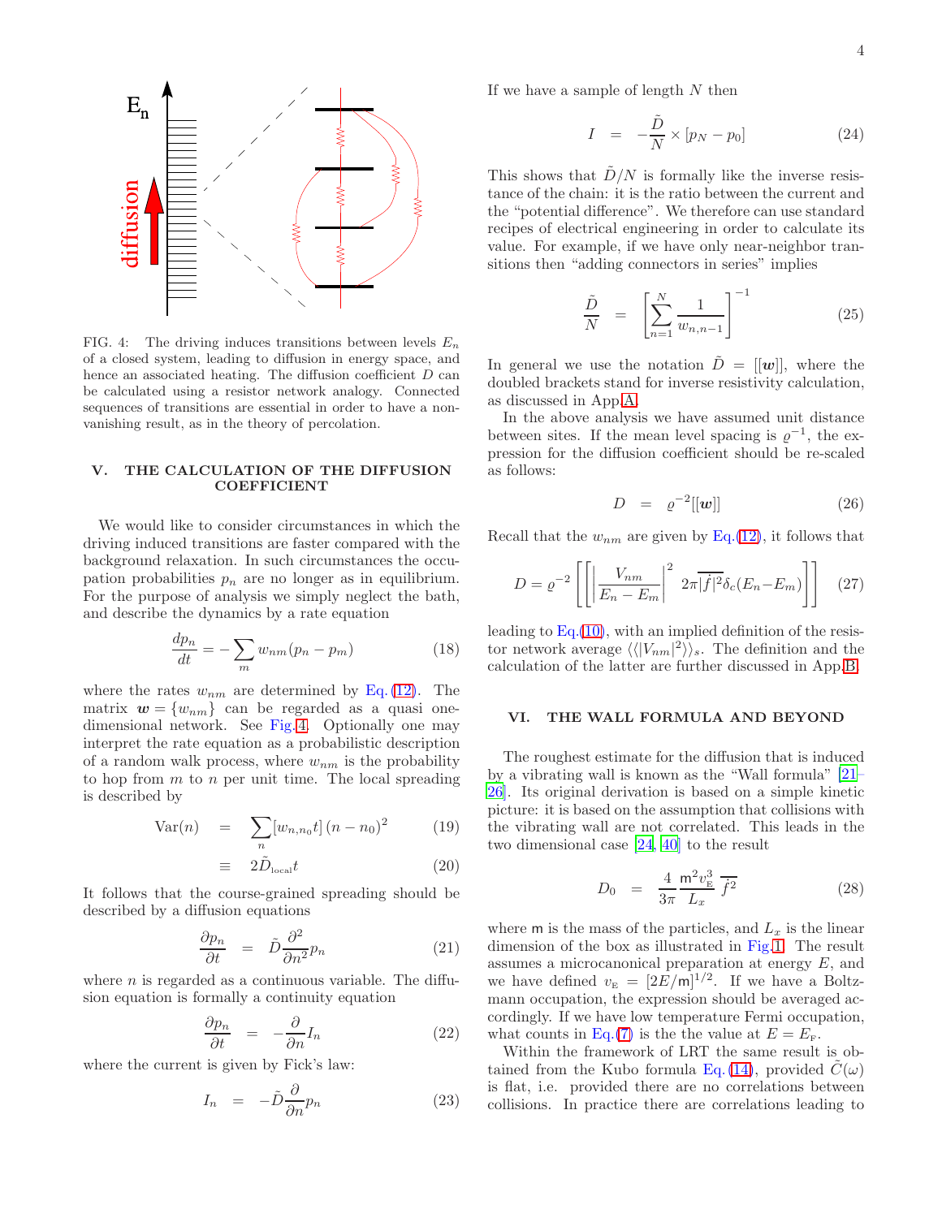FIG. 4: The driving induces transitions between levels $E_n$ of a closed system, leading to diffusion in energy space, and hence an associated heating. The diffusion coefficient $D$ can be calculated using a resistor network analogy. Connected sequences of transitions are essential in order to have a non-vanishing result, as in the theory of percolation.

## V. THE CALCULATION OF THE DIFFUSION COEFFICIENT

We would like to consider circumstances in which the driving induced transitions are faster compared with the background relaxation. In such circumstances the occupation probabilities $p_n$ are no longer as in equilibrium. For the purpose of analysis we simply neglect the bath, and describe the dynamics by a rate equation

$$\frac{dp_n}{dt} = -\sum_m w_{nm}(p_n - p_m) \tag{18}$$

where the rates $w_{nm}$ are determined by Eq.(12). The matrix $\boldsymbol{w} = \{w_{nm}\}$ can be regarded as a quasi one-dimensional network. See Fig.4. Optionally one may interpret the rate equation as a probabilistic description of a random walk process, where $w_{nm}$ is the probability to hop from $m$ to $n$ per unit time. The local spreading is described by

$$\mathrm{Var}(n) \;=\; \sum_n [w_{n,n_0}t]\,(n-n_0)^2 \tag{19}$$

$$\equiv\; 2\tilde{D}_{\text{local}}t \tag{20}$$

It follows that the course-grained spreading should be described by a diffusion equations

$$\frac{\partial p_n}{\partial t} \;=\; \tilde{D}\frac{\partial^2}{\partial n^2}p_n \tag{21}$$

where $n$ is regarded as a continuous variable. The diffusion equation is formally a continuity equation

$$\frac{\partial p_n}{\partial t} \;=\; -\frac{\partial}{\partial n}I_n \tag{22}$$

where the current is given by Fick's law:

$$I_n \;=\; -\tilde{D}\frac{\partial}{\partial n}p_n \tag{23}$$

If we have a sample of length $N$ then

$$I \;=\; -\frac{\tilde{D}}{N}\times[p_N - p_0] \tag{24}$$

This shows that $\tilde{D}/N$ is formally like the inverse resistance of the chain: it is the ratio between the current and the "potential difference". We therefore can use standard recipes of electrical engineering in order to calculate its value. For example, if we have only near-neighbor transitions then "adding connectors in series" implies

$$\frac{\tilde{D}}{N} \;=\; \left[\sum_{n=1}^{N}\frac{1}{w_{n,n-1}}\right]^{-1} \tag{25}$$

In general we use the notation $\tilde{D} = [[\boldsymbol{w}]]$, where the doubled brackets stand for inverse resistivity calculation, as discussed in App.A.

In the above analysis we have assumed unit distance between sites. If the mean level spacing is $\varrho^{-1}$, the expression for the diffusion coefficient should be re-scaled as follows:

$$D \;=\; \varrho^{-2}[[\boldsymbol{w}]] \tag{26}$$

Recall that the $w_{nm}$ are given by Eq.(12), it follows that

$$D = \varrho^{-2}\left[\left[\left|\frac{V_{nm}}{E_n - E_m}\right|^2\; 2\pi\overline{|\dot{f}|^2}\delta_c(E_n - E_m)\right]\right] \tag{27}$$

leading to Eq.(10), with an implied definition of the resistor network average $\langle\langle |V_{nm}|^2\rangle\rangle_s$. The definition and the calculation of the latter are further discussed in App.B.

## VI. THE WALL FORMULA AND BEYOND

The roughest estimate for the diffusion that is induced by a vibrating wall is known as the "Wall formula" [21–26]. Its original derivation is based on a simple kinetic picture: it is based on the assumption that collisions with the vibrating wall are not correlated. This leads in the two dimensional case [24, 40] to the result

$$D_0 \;=\; \frac{4}{3\pi}\frac{\mathsf{m}^2 v_{\text{E}}^3}{L_x}\,\overline{\dot{f}^2} \tag{28}$$

where $\mathsf{m}$ is the mass of the particles, and $L_x$ is the linear dimension of the box as illustrated in Fig.1. The result assumes a microcanonical preparation at energy $E$, and we have defined $v_{\text{E}} = [2E/\mathsf{m}]^{1/2}$. If we have a Boltzmann occupation, the expression should be averaged accordingly. If we have low temperature Fermi occupation, what counts in Eq.(7) is the the value at $E = E_{\text{F}}$.

Within the framework of LRT the same result is obtained from the Kubo formula Eq.(14), provided $\tilde{C}(\omega)$ is flat, i.e. provided there are no correlations between collisions. In practice there are correlations leading to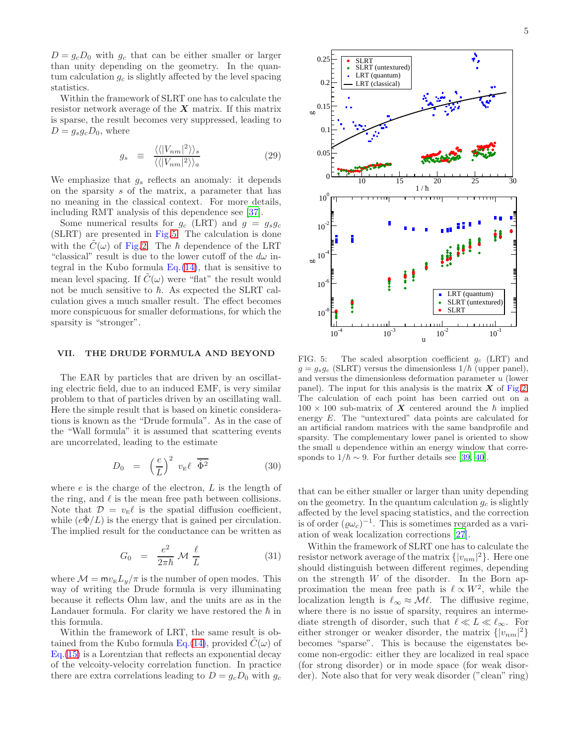$D = g_c D_0$ with $g_c$ that can be either smaller or larger than unity depending on the geometry. In the quantum calculation $g_c$ is slightly affected by the level spacing statistics.

Within the framework of SLRT one has to calculate the resistor network average of the $\boldsymbol{X}$ matrix. If this matrix is sparse, the result becomes very suppressed, leading to $D = g_s g_c D_0$, where

$$g_s \equiv \frac{\langle\langle |V_{nm}|^2 \rangle\rangle_s}{\langle\langle |V_{nm}|^2 \rangle\rangle_a} \tag{29}$$

We emphasize that $g_s$ reflects an anomaly: it depends on the sparsity $s$ of the matrix, a parameter that has no meaning in the classical context. For more details, including RMT analysis of this dependence see [37].

Some numerical results for $g_c$ (LRT) and $g = g_s g_c$ (SLRT) are presented in Fig.5. The calculation is done with the $\tilde{C}(\omega)$ of Fig.2. The $\hbar$ dependence of the LRT "classical" result is due to the lower cutoff of the $d\omega$ integral in the Kubo formula Eq.(14), that is sensitive to mean level spacing. If $\tilde{C}(\omega)$ were "flat" the result would not be much sensitive to $\hbar$. As expected the SLRT calculation gives a much smaller result. The effect becomes more conspicuous for smaller deformations, for which the sparsity is "stronger".

## VII. THE DRUDE FORMULA AND BEYOND

The EAR by particles that are driven by an oscillating electric field, due to an induced EMF, is very similar problem to that of particles driven by an oscillating wall. Here the simple result that is based on kinetic considerations is known as the "Drude formula". As in the case of the "Wall formula" it is assumed that scattering events are uncorrelated, leading to the estimate

$$D_0 = \left(\frac{e}{L}\right)^2 v_{\mathrm{E}} \ell \; \overline{\dot{\Phi}^2} \tag{30}$$

where $e$ is the charge of the electron, $L$ is the length of the ring, and $\ell$ is the mean free path between collisions. Note that $\mathcal{D} = v_{\mathrm{E}}\ell$ is the spatial diffusion coefficient, while $(e\dot{\Phi}/L)$ is the energy that is gained per circulation. The implied result for the conductance can be written as

$$G_0 = \frac{e^2}{2\pi\hbar} \mathcal{M} \frac{\ell}{L} \tag{31}$$

where $\mathcal{M} = \mathsf{m} v_{\mathrm{E}} L_y/\pi$ is the number of open modes. This way of writing the Drude formula is very illuminating because it reflects Ohm law, and the units are as in the Landauer formula. For clarity we have restored the $\hbar$ in this formula.

Within the framework of LRT, the same result is obtained from the Kubo formula Eq.(14), provided $\tilde{C}(\omega)$ of Eq.(15) is a Lorentzian that reflects an exponential decay of the velcoity-velocity correlation function. In practice there are extra correlations leading to $D = g_c D_0$ with $g_c$ that can be either smaller or larger than unity depending on the geometry. In the quantum calculation $g_c$ is slightly affected by the level spacing statistics, and the correction is of order $(\varrho\omega_c)^{-1}$. This is sometimes regarded as a variation of weak localization corrections [27].

Within the framework of SLRT one has to calculate the resistor network average of the matrix $\{|v_{nm}|^2\}$. Here one should distinguish between different regimes, depending on the strength $W$ of the disorder. In the Born approximation the mean free path is $\ell \propto W^2$, while the localization length is $\ell_\infty \approx \mathcal{M}\ell$. The diffusive regime, where there is no issue of sparsity, requires an intermediate strength of disorder, such that $\ell \ll L \ll \ell_\infty$. For either stronger or weaker disorder, the matrix $\{|v_{nm}|^2\}$ becomes "sparse". This is because the eigenstates become non-ergodic: either they are localized in real space (for strong disorder) or in mode space (for weak disorder). Note also that for very weak disorder ("clean" ring)

FIG. 5: The scaled absorption coefficient $g_c$ (LRT) and $g = g_s g_c$ (SLRT) versus the dimensionless $1/\hbar$ (upper panel), and versus the dimensionless deformation parameter $u$ (lower panel). The input for this analysis is the matrix $\boldsymbol{X}$ of Fig.2. The calculation of each point has been carried out on a $100 \times 100$ sub-matrix of $\boldsymbol{X}$ centered around the $\hbar$ implied energy $E$. The "untextured" data points are calculated for an artificial random matrices with the same bandprofile and sparsity. The complementary lower panel is oriented to show the small $u$ dependence within an energy window that corresponds to $1/\hbar \sim 9$. For further details see [39, 40].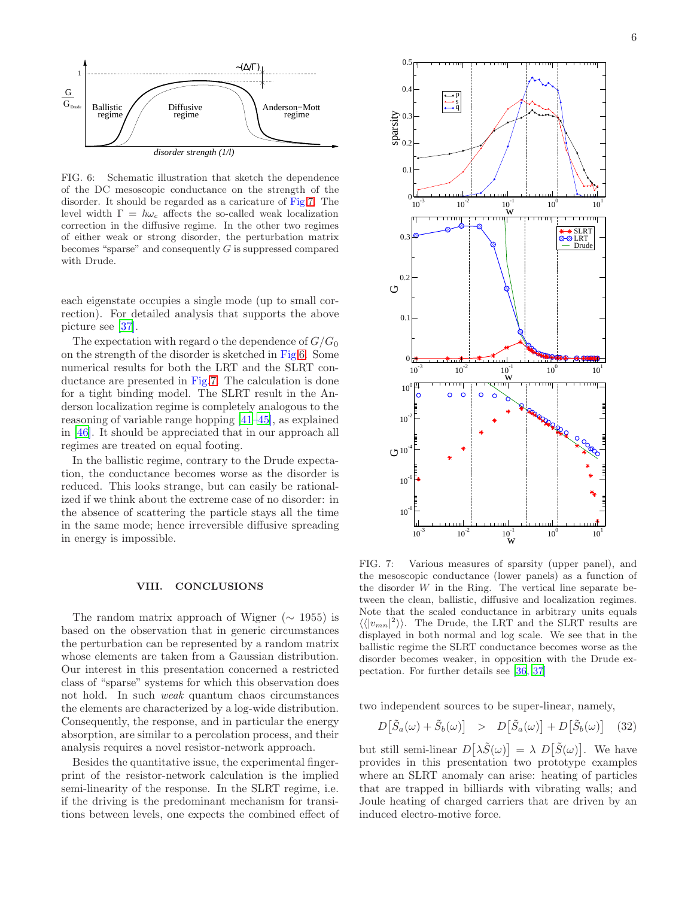FIG. 6: Schematic illustration that sketch the dependence of the DC mesoscopic conductance on the strength of the disorder. It should be regarded as a caricature of Fig.7. The level width $\Gamma = \hbar\omega_c$ affects the so-called weak localization correction in the diffusive regime. In the other two regimes of either weak or strong disorder, the perturbation matrix becomes "sparse" and consequently $G$ is suppressed compared with Drude.

each eigenstate occupies a single mode (up to small correction). For detailed analysis that supports the above picture see [37].

The expectation with regard o the dependence of $G/G_0$ on the strength of the disorder is sketched in Fig.6. Some numerical results for both the LRT and the SLRT conductance are presented in Fig.7. The calculation is done for a tight binding model. The SLRT result in the Anderson localization regime is completely analogous to the reasoning of variable range hopping [41–45], as explained in [46]. It should be appreciated that in our approach all regimes are treated on equal footing.

In the ballistic regime, contrary to the Drude expectation, the conductance becomes worse as the disorder is reduced. This looks strange, but can easily be rationalized if we think about the extreme case of no disorder: in the absence of scattering the particle stays all the time in the same mode; hence irreversible diffusive spreading in energy is impossible.

## VIII. CONCLUSIONS

The random matrix approach of Wigner ($\sim$ 1955) is based on the observation that in generic circumstances the perturbation can be represented by a random matrix whose elements are taken from a Gaussian distribution. Our interest in this presentation concerned a restricted class of "sparse" systems for which this observation does not hold. In such *weak* quantum chaos circumstances the elements are characterized by a log-wide distribution. Consequently, the response, and in particular the energy absorption, are similar to a percolation process, and their analysis requires a novel resistor-network approach.

Besides the quantitative issue, the experimental fingerprint of the resistor-network calculation is the implied semi-linearity of the response. In the SLRT regime, i.e. if the driving is the predominant mechanism for transitions between levels, one expects the combined effect of two independent sources to be super-linear, namely,

$$D\big[\tilde{S}_a(\omega) + \tilde{S}_b(\omega)\big] \quad > \quad D\big[\tilde{S}_a(\omega)\big] + D\big[\tilde{S}_b(\omega)\big] \qquad (32)$$

but still semi-linear $D\big[\lambda\tilde{S}(\omega)\big] = \lambda\ D\big[\tilde{S}(\omega)\big]$. We have provides in this presentation two prototype examples where an SLRT anomaly can arise: heating of particles that are trapped in billiards with vibrating walls; and Joule heating of charged carriers that are driven by an induced electro-motive force.

FIG. 7: Various measures of sparsity (upper panel), and the mesoscopic conductance (lower panels) as a function of the disorder $W$ in the Ring. The vertical line separate between the clean, ballistic, diffusive and localization regimes. Note that the scaled conductance in arbitrary units equals $\langle\langle|v_{mn}|^2\rangle\rangle$. The Drude, the LRT and the SLRT results are displayed in both normal and log scale. We see that in the ballistic regime the SLRT conductance becomes worse as the disorder becomes weaker, in opposition with the Drude expectation. For further details see [36, 37]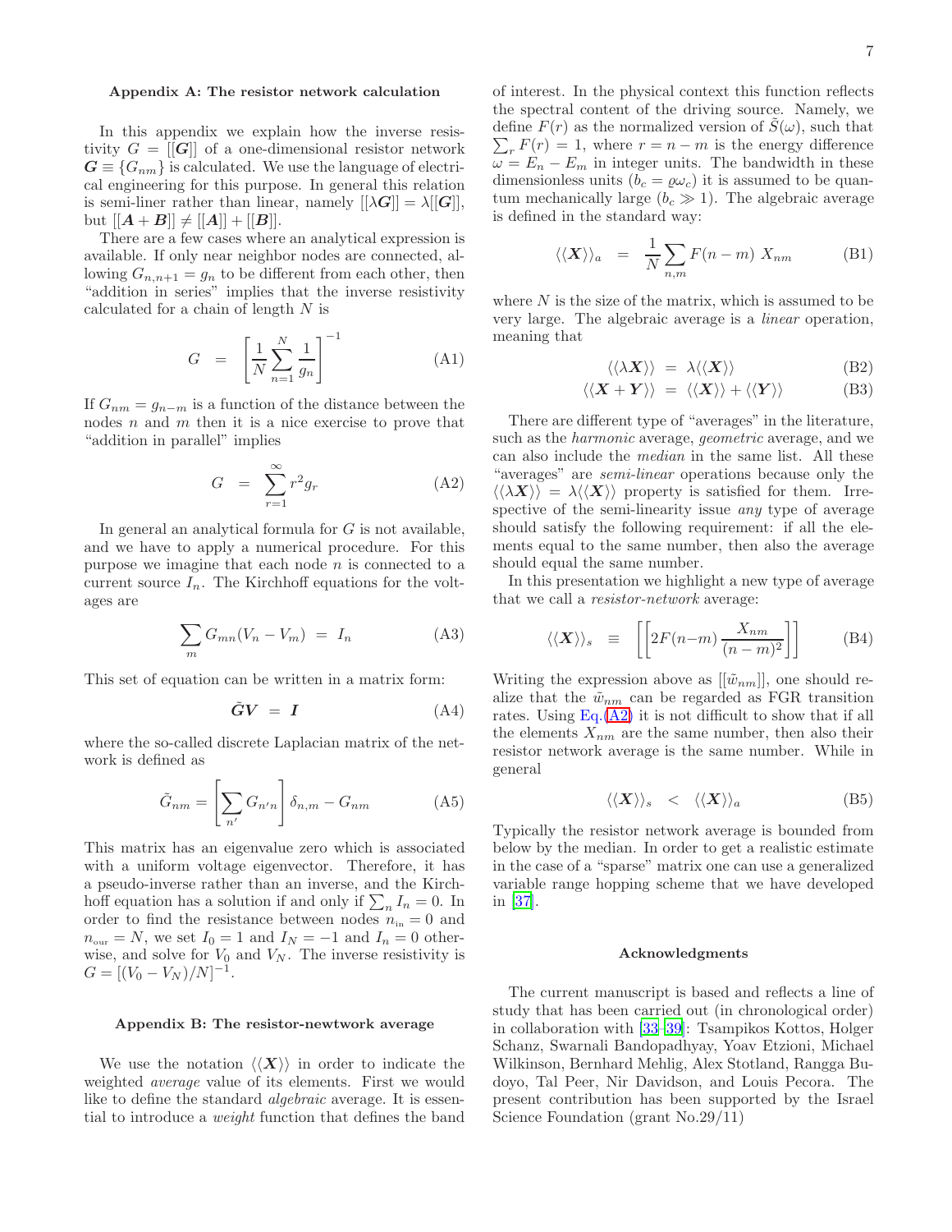### Appendix A: The resistor network calculation

In this appendix we explain how the inverse resistivity $G = [[\boldsymbol{G}]]$ of a one-dimensional resistor network $\boldsymbol{G} \equiv \{G_{nm}\}$ is calculated. We use the language of electrical engineering for this purpose. In general this relation is semi-liner rather than linear, namely $[[\lambda \boldsymbol{G}]] = \lambda[[\boldsymbol{G}]]$, but $[[\boldsymbol{A}+\boldsymbol{B}]] \neq [[\boldsymbol{A}]] + [[\boldsymbol{B}]]$.

There are a few cases where an analytical expression is available. If only near neighbor nodes are connected, allowing $G_{n,n+1} = g_n$ to be different from each other, then "addition in series" implies that the inverse resistivity calculated for a chain of length $N$ is

$$G \;=\; \left[\frac{1}{N}\sum_{n=1}^{N}\frac{1}{g_n}\right]^{-1} \tag{A1}$$

If $G_{nm} = g_{n-m}$ is a function of the distance between the nodes $n$ and $m$ then it is a nice exercise to prove that "addition in parallel" implies

$$G \;=\; \sum_{r=1}^{\infty} r^2 g_r \tag{A2}$$

In general an analytical formula for $G$ is not available, and we have to apply a numerical procedure. For this purpose we imagine that each node $n$ is connected to a current source $I_n$. The Kirchhoff equations for the voltages are

$$\sum_m G_{mn}(V_n - V_m) \;=\; I_n \tag{A3}$$

This set of equation can be written in a matrix form:

$$\tilde{\boldsymbol{G}}\boldsymbol{V} \;=\; \boldsymbol{I} \tag{A4}$$

where the so-called discrete Laplacian matrix of the network is defined as

$$\tilde{G}_{nm} = \left[\sum_{n'} G_{n'n}\right]\delta_{n,m} - G_{nm} \tag{A5}$$

This matrix has an eigenvalue zero which is associated with a uniform voltage eigenvector. Therefore, it has a pseudo-inverse rather than an inverse, and the Kirchhoff equation has a solution if and only if $\sum_n I_n = 0$. In order to find the resistance between nodes $n_{\text{in}} = 0$ and $n_{\text{out}} = N$, we set $I_0 = 1$ and $I_N = -1$ and $I_n = 0$ otherwise, and solve for $V_0$ and $V_N$. The inverse resistivity is $G = [(V_0 - V_N)/N]^{-1}$.

### Appendix B: The resistor-newtwork average

We use the notation $\langle\langle \boldsymbol{X} \rangle\rangle$ in order to indicate the weighted *average* value of its elements. First we would like to define the standard *algebraic* average. It is essential to introduce a *weight* function that defines the band of interest. In the physical context this function reflects the spectral content of the driving source. Namely, we define $F(r)$ as the normalized version of $\tilde{S}(\omega)$, such that $\sum_r F(r) = 1$, where $r = n - m$ is the energy difference $\omega = E_n - E_m$ in integer units. The bandwidth in these dimensionless units ($b_c = \varrho\omega_c$) it is assumed to be quantum mechanically large ($b_c \gg 1$). The algebraic average is defined in the standard way:

$$\langle\langle \boldsymbol{X} \rangle\rangle_a \;=\; \frac{1}{N}\sum_{n,m} F(n-m)\; X_{nm} \tag{B1}$$

where $N$ is the size of the matrix, which is assumed to be very large. The algebraic average is a *linear* operation, meaning that

$$\langle\langle \lambda \boldsymbol{X} \rangle\rangle \;=\; \lambda \langle\langle \boldsymbol{X} \rangle\rangle \tag{B2}$$

$$\langle\langle \boldsymbol{X} + \boldsymbol{Y} \rangle\rangle \;=\; \langle\langle \boldsymbol{X} \rangle\rangle + \langle\langle \boldsymbol{Y} \rangle\rangle \tag{B3}$$

There are different type of "averages" in the literature, such as the *harmonic* average, *geometric* average, and we can also include the *median* in the same list. All these "averages" are *semi-linear* operations because only the $\langle\langle \lambda \boldsymbol{X} \rangle\rangle = \lambda \langle\langle \boldsymbol{X} \rangle\rangle$ property is satisfied for them. Irrespective of the semi-linearity issue *any* type of average should satisfy the following requirement: if all the elements equal to the same number, then also the average should equal the same number.

In this presentation we highlight a new type of average that we call a *resistor-network* average:

$$\langle\langle \boldsymbol{X} \rangle\rangle_s \;\equiv\; \left[\left[2F(n-m)\,\frac{X_{nm}}{(n-m)^2}\right]\right] \tag{B4}$$

Writing the expression above as $[[\tilde{w}_{nm}]]$, one should realize that the $\tilde{w}_{nm}$ can be regarded as FGR transition rates. Using Eq.(A2) it is not difficult to show that if all the elements $X_{nm}$ are the same number, then also their resistor network average is the same number. While in general

$$\langle\langle \boldsymbol{X} \rangle\rangle_s \;<\; \langle\langle \boldsymbol{X} \rangle\rangle_a \tag{B5}$$

Typically the resistor network average is bounded from below by the median. In order to get a realistic estimate in the case of a "sparse" matrix one can use a generalized variable range hopping scheme that we have developed in [37].

### Acknowledgments

The current manuscript is based and reflects a line of study that has been carried out (in chronological order) in collaboration with [33–39]: Tsampikos Kottos, Holger Schanz, Swarnali Bandopadhyay, Yoav Etzioni, Michael Wilkinson, Bernhard Mehlig, Alex Stotland, Rangga Budoyo, Tal Peer, Nir Davidson, and Louis Pecora. The present contribution has been supported by the Israel Science Foundation (grant No.29/11)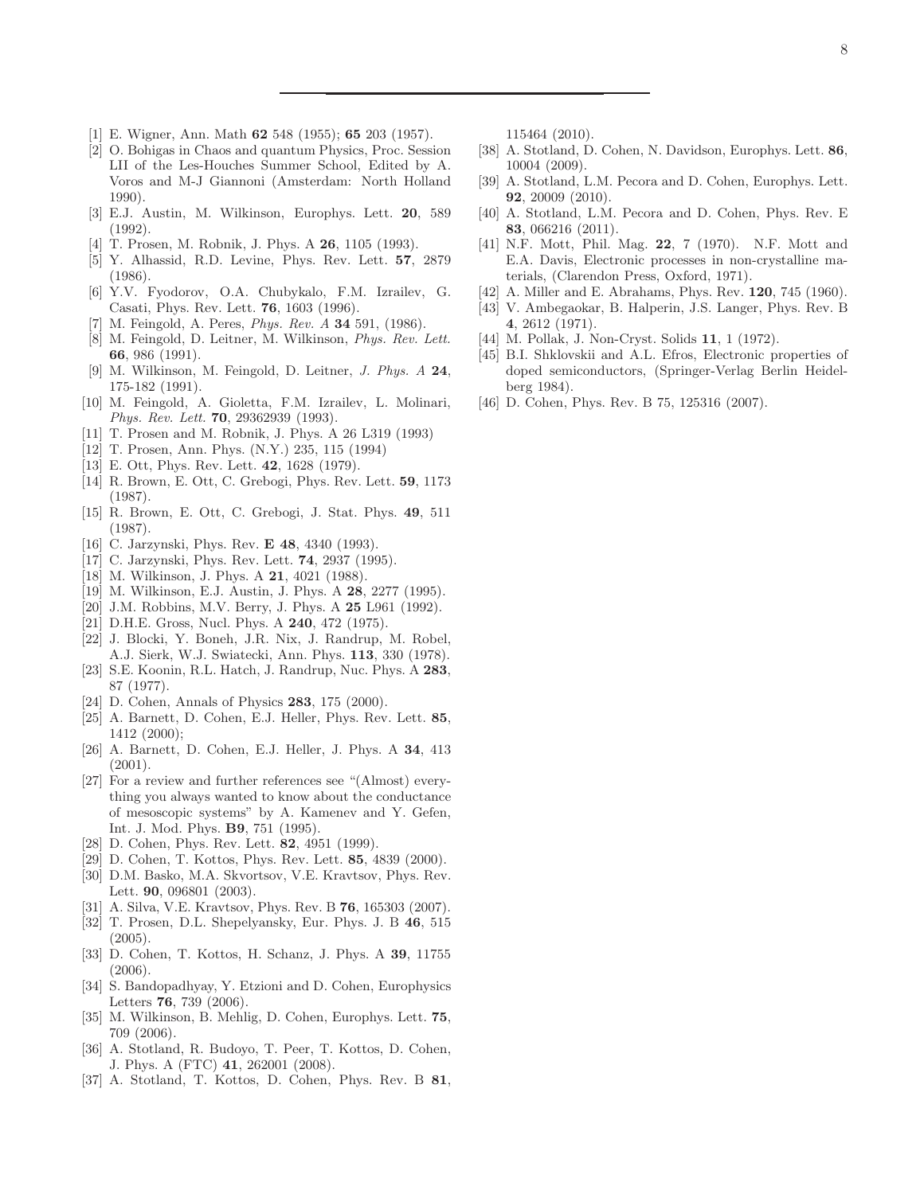[1] E. Wigner, Ann. Math **62** 548 (1955); **65** 203 (1957).

[2] O. Bohigas in Chaos and quantum Physics, Proc. Session LII of the Les-Houches Summer School, Edited by A. Voros and M-J Giannoni (Amsterdam: North Holland 1990).

[3] E.J. Austin, M. Wilkinson, Europhys. Lett. **20**, 589 (1992).

[4] T. Prosen, M. Robnik, J. Phys. A **26**, 1105 (1993).

[5] Y. Alhassid, R.D. Levine, Phys. Rev. Lett. **57**, 2879 (1986).

[6] Y.V. Fyodorov, O.A. Chubykalo, F.M. Izrailev, G. Casati, Phys. Rev. Lett. **76**, 1603 (1996).

[7] M. Feingold, A. Peres, *Phys. Rev. A* **34** 591, (1986).

[8] M. Feingold, D. Leitner, M. Wilkinson, *Phys. Rev. Lett.* **66**, 986 (1991).

[9] M. Wilkinson, M. Feingold, D. Leitner, *J. Phys. A* **24**, 175-182 (1991).

[10] M. Feingold, A. Gioletta, F.M. Izrailev, L. Molinari, *Phys. Rev. Lett.* **70**, 29362939 (1993).

[11] T. Prosen and M. Robnik, J. Phys. A 26 L319 (1993)

[12] T. Prosen, Ann. Phys. (N.Y.) 235, 115 (1994)

[13] E. Ott, Phys. Rev. Lett. **42**, 1628 (1979).

[14] R. Brown, E. Ott, C. Grebogi, Phys. Rev. Lett. **59**, 1173 (1987).

[15] R. Brown, E. Ott, C. Grebogi, J. Stat. Phys. **49**, 511 (1987).

[16] C. Jarzynski, Phys. Rev. **E 48**, 4340 (1993).

[17] C. Jarzynski, Phys. Rev. Lett. **74**, 2937 (1995).

[18] M. Wilkinson, J. Phys. A **21**, 4021 (1988).

[19] M. Wilkinson, E.J. Austin, J. Phys. A **28**, 2277 (1995).

[20] J.M. Robbins, M.V. Berry, J. Phys. A **25** L961 (1992).

[21] D.H.E. Gross, Nucl. Phys. A **240**, 472 (1975).

[22] J. Blocki, Y. Boneh, J.R. Nix, J. Randrup, M. Robel, A.J. Sierk, W.J. Swiatecki, Ann. Phys. **113**, 330 (1978).

[23] S.E. Koonin, R.L. Hatch, J. Randrup, Nuc. Phys. A **283**, 87 (1977).

[24] D. Cohen, Annals of Physics **283**, 175 (2000).

[25] A. Barnett, D. Cohen, E.J. Heller, Phys. Rev. Lett. **85**, 1412 (2000);

[26] A. Barnett, D. Cohen, E.J. Heller, J. Phys. A **34**, 413 (2001).

[27] For a review and further references see "(Almost) everything you always wanted to know about the conductance of mesoscopic systems" by A. Kamenev and Y. Gefen, Int. J. Mod. Phys. **B9**, 751 (1995).

[28] D. Cohen, Phys. Rev. Lett. **82**, 4951 (1999).

[29] D. Cohen, T. Kottos, Phys. Rev. Lett. **85**, 4839 (2000).

[30] D.M. Basko, M.A. Skvortsov, V.E. Kravtsov, Phys. Rev. Lett. **90**, 096801 (2003).

[31] A. Silva, V.E. Kravtsov, Phys. Rev. B **76**, 165303 (2007).

[32] T. Prosen, D.L. Shepelyansky, Eur. Phys. J. B **46**, 515 (2005).

[33] D. Cohen, T. Kottos, H. Schanz, J. Phys. A **39**, 11755 (2006).

[34] S. Bandopadhyay, Y. Etzioni and D. Cohen, Europhysics Letters **76**, 739 (2006).

[35] M. Wilkinson, B. Mehlig, D. Cohen, Europhys. Lett. **75**, 709 (2006).

[36] A. Stotland, R. Budoyo, T. Peer, T. Kottos, D. Cohen, J. Phys. A (FTC) **41**, 262001 (2008).

[37] A. Stotland, T. Kottos, D. Cohen, Phys. Rev. B **81**, 115464 (2010).

[38] A. Stotland, D. Cohen, N. Davidson, Europhys. Lett. **86**, 10004 (2009).

[39] A. Stotland, L.M. Pecora and D. Cohen, Europhys. Lett. **92**, 20009 (2010).

[40] A. Stotland, L.M. Pecora and D. Cohen, Phys. Rev. E **83**, 066216 (2011).

[41] N.F. Mott, Phil. Mag. **22**, 7 (1970). N.F. Mott and E.A. Davis, Electronic processes in non-crystalline materials, (Clarendon Press, Oxford, 1971).

[42] A. Miller and E. Abrahams, Phys. Rev. **120**, 745 (1960).

[43] V. Ambegaokar, B. Halperin, J.S. Langer, Phys. Rev. B **4**, 2612 (1971).

[44] M. Pollak, J. Non-Cryst. Solids **11**, 1 (1972).

[45] B.I. Shklovskii and A.L. Efros, Electronic properties of doped semiconductors, (Springer-Verlag Berlin Heidelberg 1984).

[46] D. Cohen, Phys. Rev. B 75, 125316 (2007).